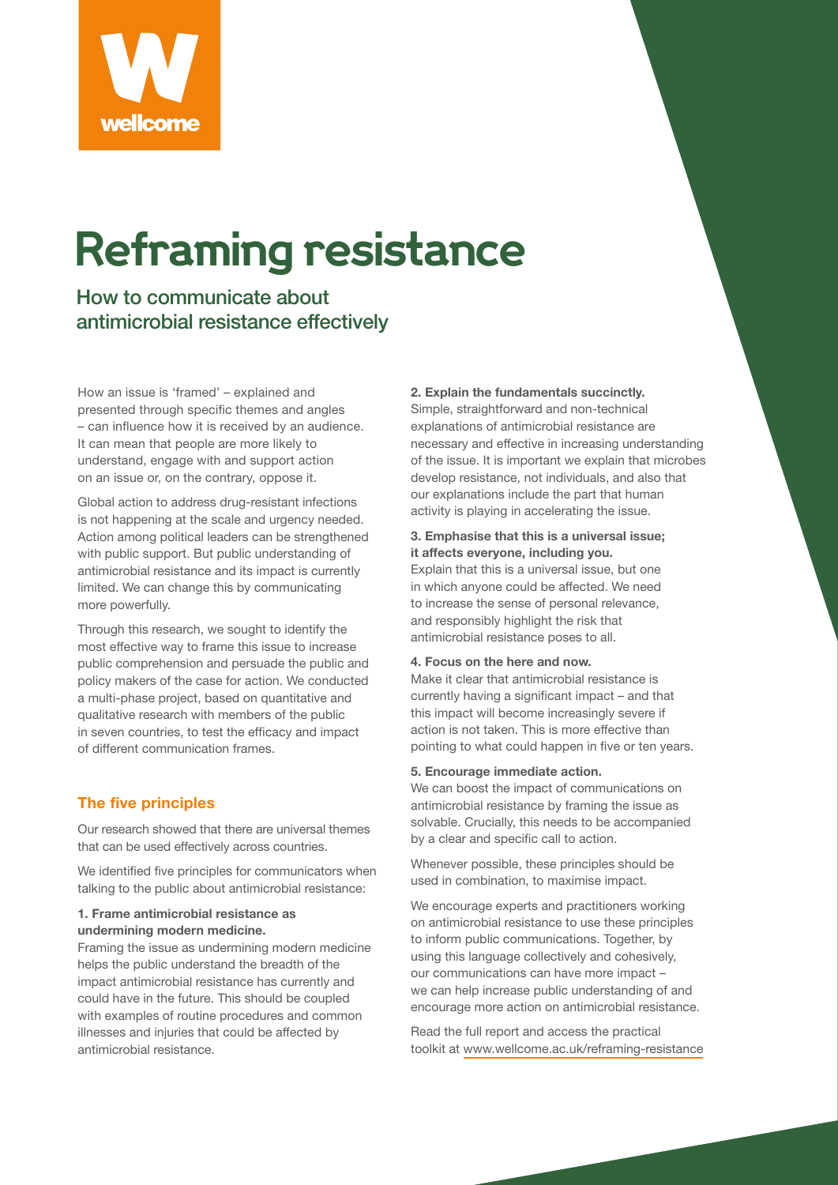wellcome

# Reframing resistance

## How to communicate about antimicrobial resistance effectively

How an issue is 'framed' – explained and presented through specific themes and angles – can influence how it is received by an audience. It can mean that people are more likely to understand, engage with and support action on an issue or, on the contrary, oppose it.

Global action to address drug-resistant infections is not happening at the scale and urgency needed. Action among political leaders can be strengthened with public support. But public understanding of antimicrobial resistance and its impact is currently limited. We can change this by communicating more powerfully.

Through this research, we sought to identify the most effective way to frame this issue to increase public comprehension and persuade the public and policy makers of the case for action. We conducted a multi-phase project, based on quantitative and qualitative research with members of the public in seven countries, to test the efficacy and impact of different communication frames.

### The five principles

Our research showed that there are universal themes that can be used effectively across countries.

We identified five principles for communicators when talking to the public about antimicrobial resistance:

**1. Frame antimicrobial resistance as undermining modern medicine.**
Framing the issue as undermining modern medicine helps the public understand the breadth of the impact antimicrobial resistance has currently and could have in the future. This should be coupled with examples of routine procedures and common illnesses and injuries that could be affected by antimicrobial resistance.

**2. Explain the fundamentals succinctly.**
Simple, straightforward and non-technical explanations of antimicrobial resistance are necessary and effective in increasing understanding of the issue. It is important we explain that microbes develop resistance, not individuals, and also that our explanations include the part that human activity is playing in accelerating the issue.

**3. Emphasise that this is a universal issue; it affects everyone, including you.**
Explain that this is a universal issue, but one in which anyone could be affected. We need to increase the sense of personal relevance, and responsibly highlight the risk that antimicrobial resistance poses to all.

**4. Focus on the here and now.**
Make it clear that antimicrobial resistance is currently having a significant impact – and that this impact will become increasingly severe if action is not taken. This is more effective than pointing to what could happen in five or ten years.

**5. Encourage immediate action.**
We can boost the impact of communications on antimicrobial resistance by framing the issue as solvable. Crucially, this needs to be accompanied by a clear and specific call to action.

Whenever possible, these principles should be used in combination, to maximise impact.

We encourage experts and practitioners working on antimicrobial resistance to use these principles to inform public communications. Together, by using this language collectively and cohesively, our communications can have more impact – we can help increase public understanding of and encourage more action on antimicrobial resistance.

Read the full report and access the practical toolkit at www.wellcome.ac.uk/reframing-resistance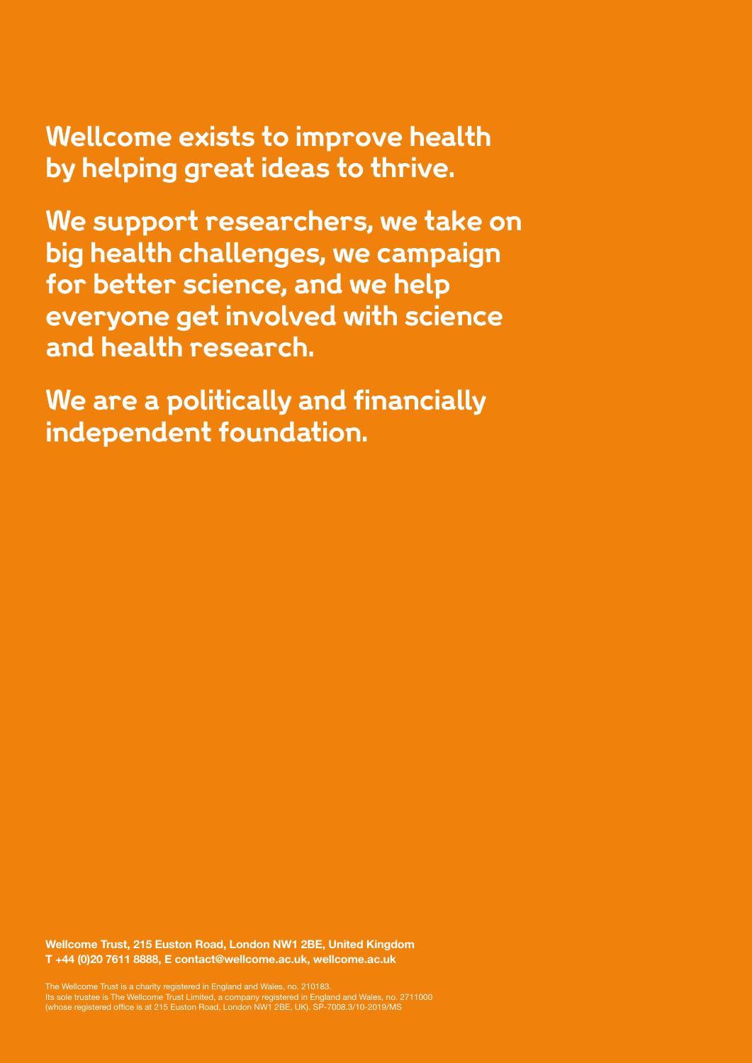**Wellcome exists to improve health by helping great ideas to thrive.**

**We support researchers, we take on big health challenges, we campaign for better science, and we help everyone get involved with science and health research.**

**We are a politically and financially independent foundation.**

**Wellcome Trust, 215 Euston Road, London NW1 2BE, United Kingdom**
**T +44 (0)20 7611 8888, E contact@wellcome.ac.uk, wellcome.ac.uk**

The Wellcome Trust is a charity registered in England and Wales, no. 210183.
Its sole trustee is The Wellcome Trust Limited, a company registered in England and Wales, no. 2711000 (whose registered office is at 215 Euston Road, London NW1 2BE, UK). SP-7008.3/10-2019/MS